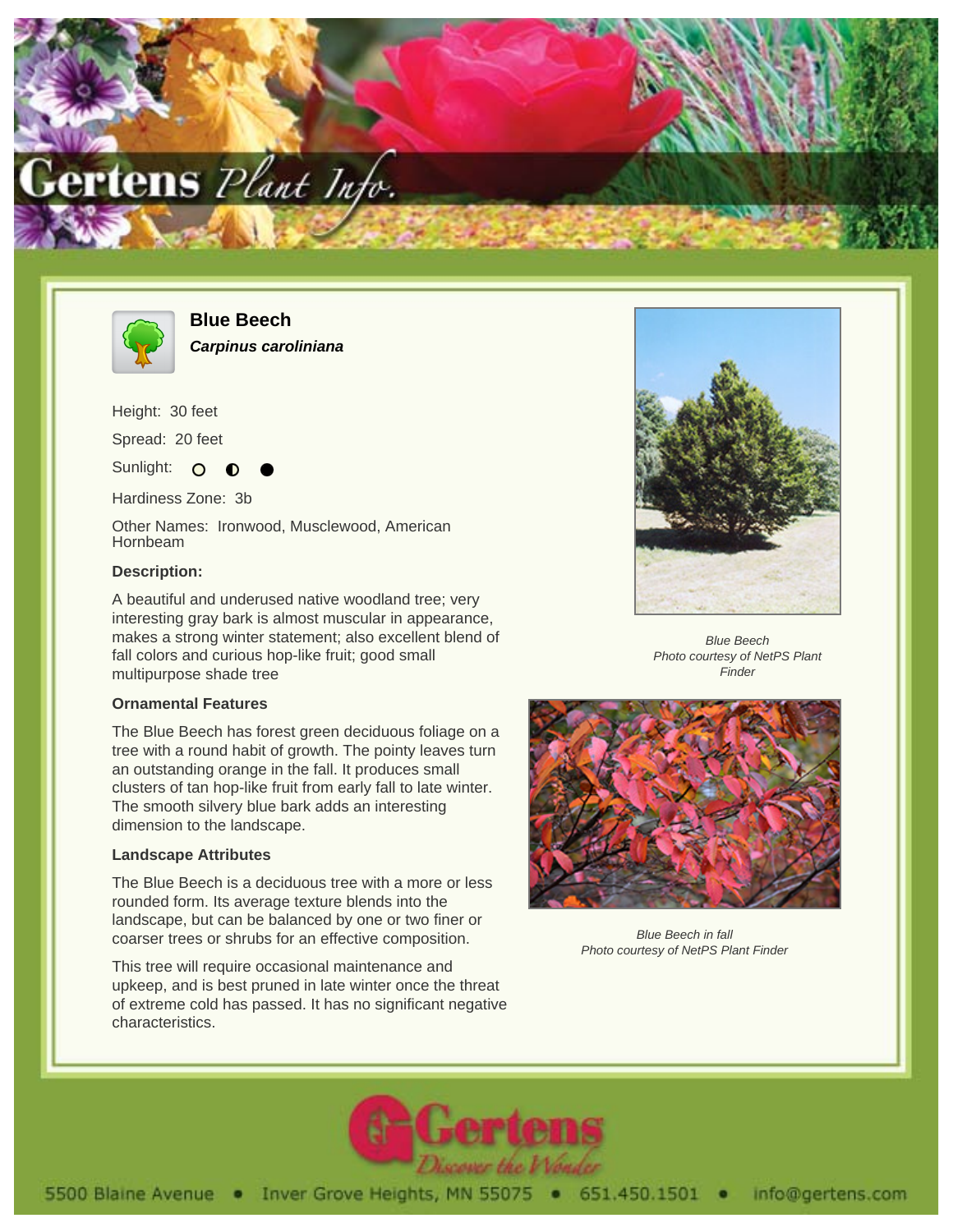# Blue Beech

***Carpinus caroliniana***

Height: 30 feet

Spread: 20 feet

Sunlight: ○ ◐ ●

Hardiness Zone: 3b

Other Names: Ironwood, Musclewood, American Hornbeam

### Description:

A beautiful and underused native woodland tree; very interesting gray bark is almost muscular in appearance, makes a strong winter statement; also excellent blend of fall colors and curious hop-like fruit; good small multipurpose shade tree

### Ornamental Features

The Blue Beech has forest green deciduous foliage on a tree with a round habit of growth. The pointy leaves turn an outstanding orange in the fall. It produces small clusters of tan hop-like fruit from early fall to late winter. The smooth silvery blue bark adds an interesting dimension to the landscape.

### Landscape Attributes

The Blue Beech is a deciduous tree with a more or less rounded form. Its average texture blends into the landscape, but can be balanced by one or two finer or coarser trees or shrubs for an effective composition.

This tree will require occasional maintenance and upkeep, and is best pruned in late winter once the threat of extreme cold has passed. It has no significant negative characteristics.

*Blue Beech*
*Photo courtesy of NetPS Plant Finder*

*Blue Beech in fall*
*Photo courtesy of NetPS Plant Finder*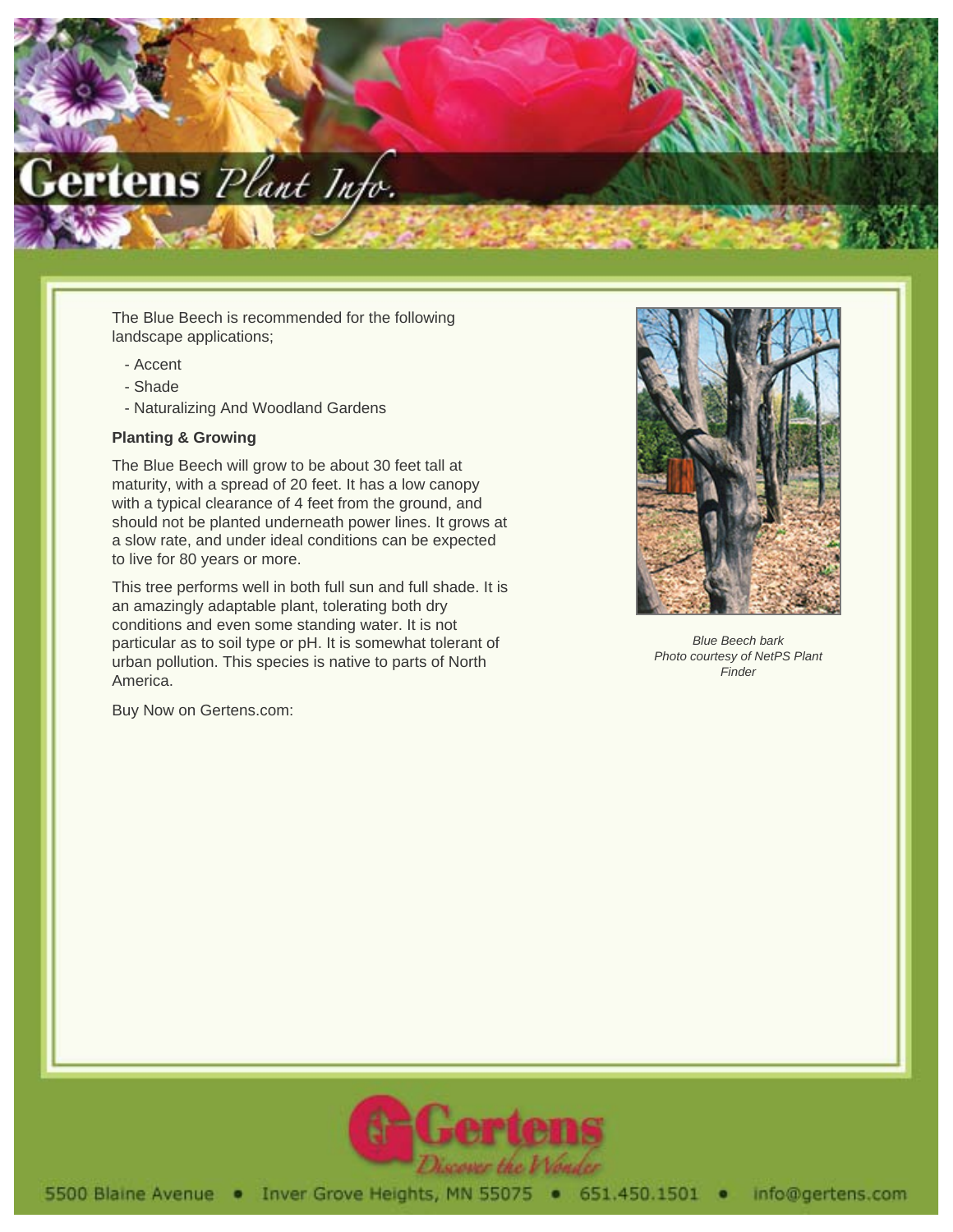The Blue Beech is recommended for the following landscape applications;

- Accent
- Shade
- Naturalizing And Woodland Gardens

**Planting & Growing**

The Blue Beech will grow to be about 30 feet tall at maturity, with a spread of 20 feet. It has a low canopy with a typical clearance of 4 feet from the ground, and should not be planted underneath power lines. It grows at a slow rate, and under ideal conditions can be expected to live for 80 years or more.

This tree performs well in both full sun and full shade. It is an amazingly adaptable plant, tolerating both dry conditions and even some standing water. It is not particular as to soil type or pH. It is somewhat tolerant of urban pollution. This species is native to parts of North America.

Buy Now on Gertens.com:

*Blue Beech bark*
*Photo courtesy of NetPS Plant Finder*